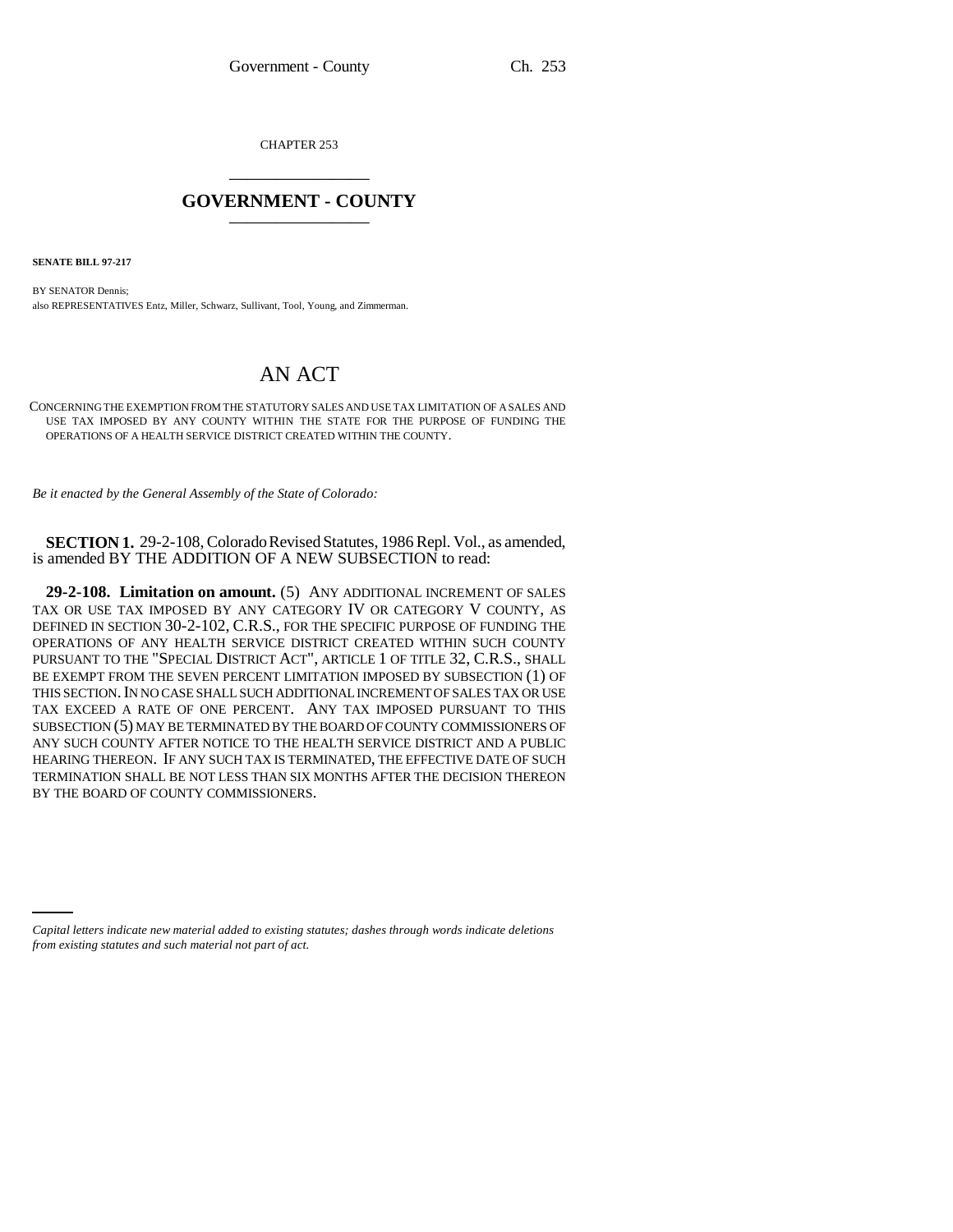CHAPTER 253

# GOVERNMENT - COUNTY

**SENATE BILL 97-217**

BY SENATOR Dennis;
also REPRESENTATIVES Entz, Miller, Schwarz, Sullivant, Tool, Young, and Zimmerman.

# AN ACT

CONCERNING THE EXEMPTION FROM THE STATUTORY SALES AND USE TAX LIMITATION OF A SALES AND USE TAX IMPOSED BY ANY COUNTY WITHIN THE STATE FOR THE PURPOSE OF FUNDING THE OPERATIONS OF A HEALTH SERVICE DISTRICT CREATED WITHIN THE COUNTY.

*Be it enacted by the General Assembly of the State of Colorado:*

**SECTION 1.** 29-2-108, Colorado Revised Statutes, 1986 Repl. Vol., as amended, is amended BY THE ADDITION OF A NEW SUBSECTION to read:

**29-2-108. Limitation on amount.** (5) ANY ADDITIONAL INCREMENT OF SALES TAX OR USE TAX IMPOSED BY ANY CATEGORY IV OR CATEGORY V COUNTY, AS DEFINED IN SECTION 30-2-102, C.R.S., FOR THE SPECIFIC PURPOSE OF FUNDING THE OPERATIONS OF ANY HEALTH SERVICE DISTRICT CREATED WITHIN SUCH COUNTY PURSUANT TO THE "SPECIAL DISTRICT ACT", ARTICLE 1 OF TITLE 32, C.R.S., SHALL BE EXEMPT FROM THE SEVEN PERCENT LIMITATION IMPOSED BY SUBSECTION (1) OF THIS SECTION. IN NO CASE SHALL SUCH ADDITIONAL INCREMENT OF SALES TAX OR USE TAX EXCEED A RATE OF ONE PERCENT. ANY TAX IMPOSED PURSUANT TO THIS SUBSECTION (5) MAY BE TERMINATED BY THE BOARD OF COUNTY COMMISSIONERS OF ANY SUCH COUNTY AFTER NOTICE TO THE HEALTH SERVICE DISTRICT AND A PUBLIC HEARING THEREON. IF ANY SUCH TAX IS TERMINATED, THE EFFECTIVE DATE OF SUCH TERMINATION SHALL BE NOT LESS THAN SIX MONTHS AFTER THE DECISION THEREON BY THE BOARD OF COUNTY COMMISSIONERS.

*Capital letters indicate new material added to existing statutes; dashes through words indicate deletions from existing statutes and such material not part of act.*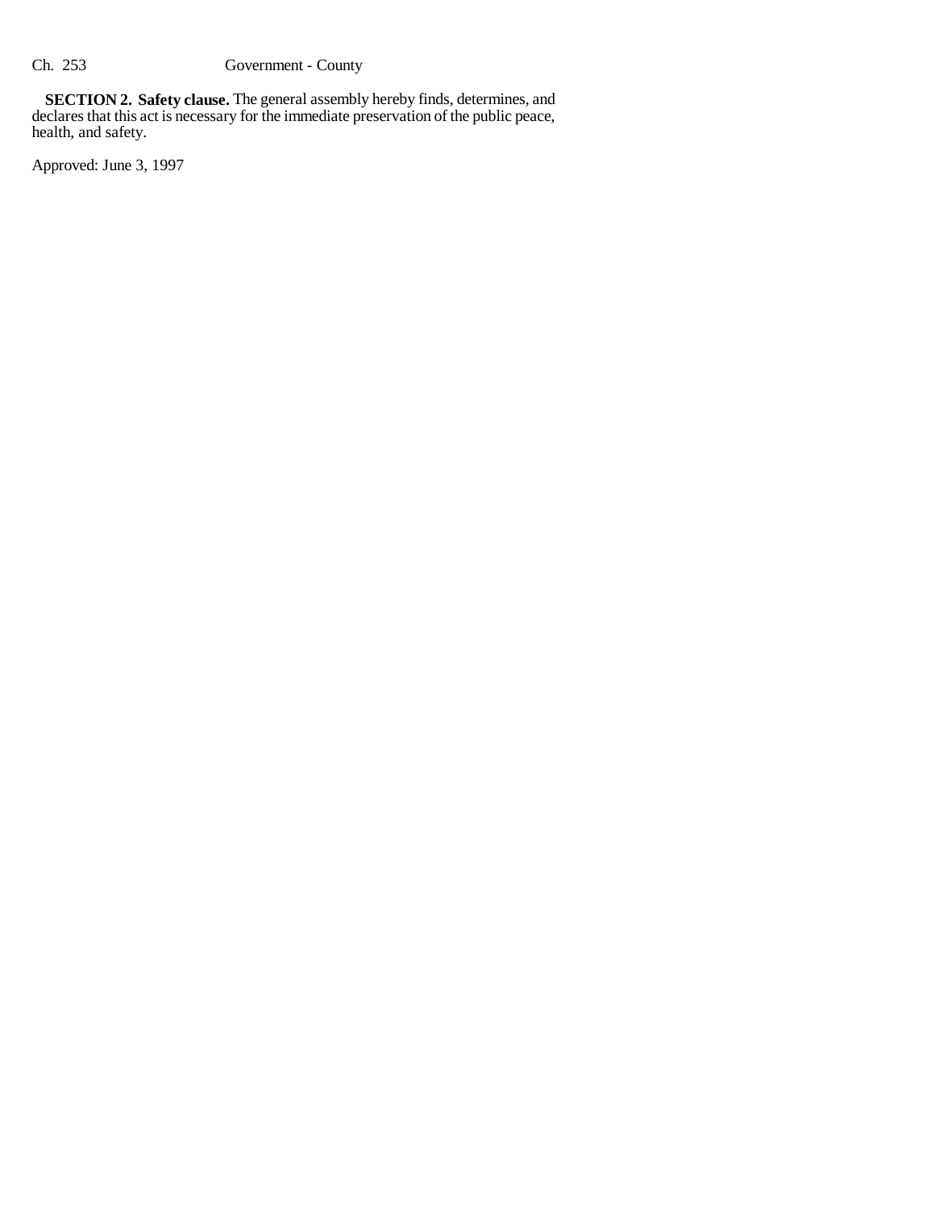**SECTION 2. Safety clause.** The general assembly hereby finds, determines, and declares that this act is necessary for the immediate preservation of the public peace, health, and safety.

Approved: June 3, 1997